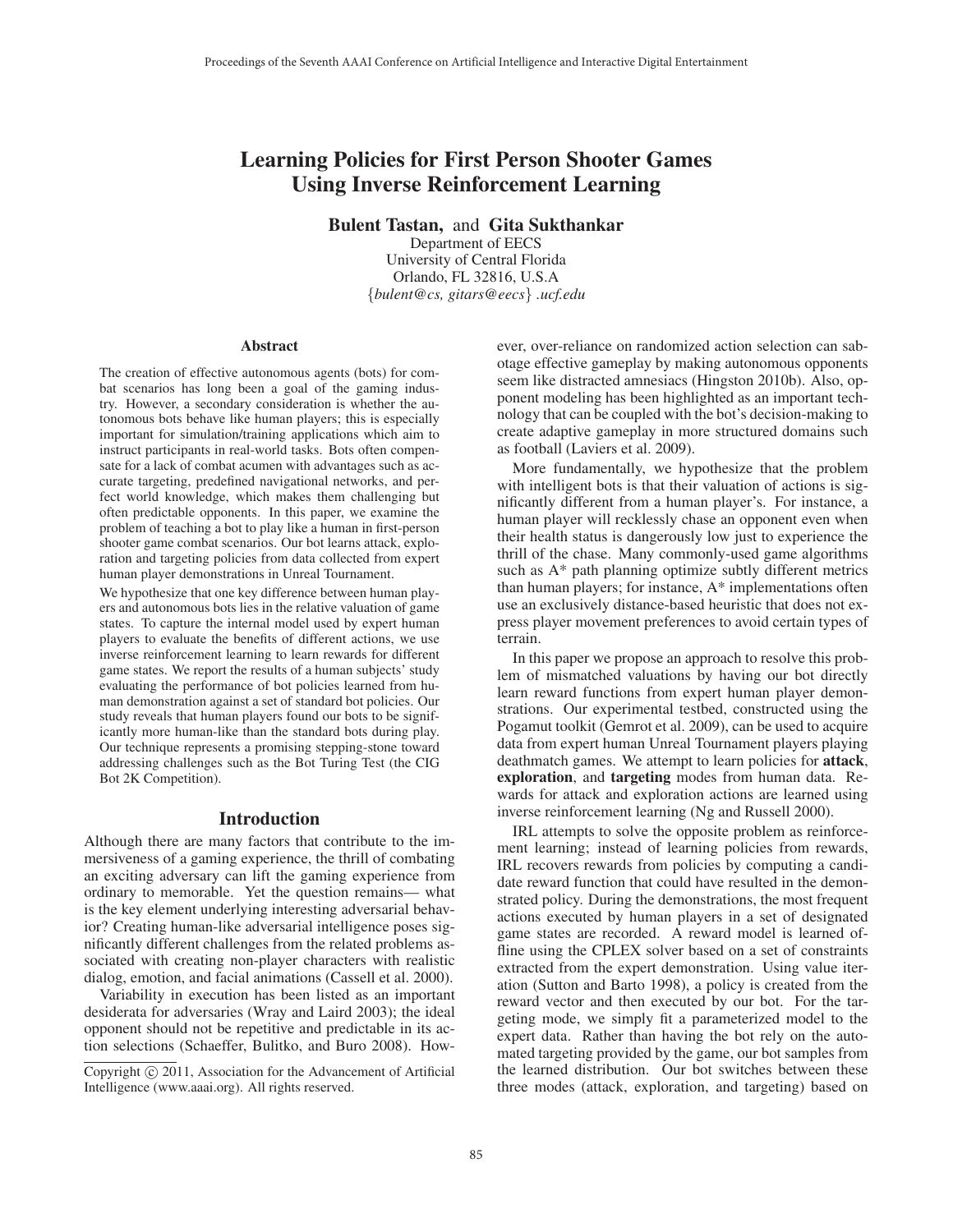# Learning Policies for First Person Shooter Games Using Inverse Reinforcement Learning

**Bulent Tastan,** and **Gita Sukthankar**

Department of EECS
University of Central Florida
Orlando, FL 32816, U.S.A
{*bulent@cs, gitars@eecs*} *.ucf.edu*

## Abstract

The creation of effective autonomous agents (bots) for combat scenarios has long been a goal of the gaming industry. However, a secondary consideration is whether the autonomous bots behave like human players; this is especially important for simulation/training applications which aim to instruct participants in real-world tasks. Bots often compensate for a lack of combat acumen with advantages such as accurate targeting, predefined navigational networks, and perfect world knowledge, which makes them challenging but often predictable opponents. In this paper, we examine the problem of teaching a bot to play like a human in first-person shooter game combat scenarios. Our bot learns attack, exploration and targeting policies from data collected from expert human player demonstrations in Unreal Tournament.

We hypothesize that one key difference between human players and autonomous bots lies in the relative valuation of game states. To capture the internal model used by expert human players to evaluate the benefits of different actions, we use inverse reinforcement learning to learn rewards for different game states. We report the results of a human subjects' study evaluating the performance of bot policies learned from human demonstration against a set of standard bot policies. Our study reveals that human players found our bots to be significantly more human-like than the standard bots during play. Our technique represents a promising stepping-stone toward addressing challenges such as the Bot Turing Test (the CIG Bot 2K Competition).

## Introduction

Although there are many factors that contribute to the immersiveness of a gaming experience, the thrill of combating an exciting adversary can lift the gaming experience from ordinary to memorable. Yet the question remains— what is the key element underlying interesting adversarial behavior? Creating human-like adversarial intelligence poses significantly different challenges from the related problems associated with creating non-player characters with realistic dialog, emotion, and facial animations (Cassell et al. 2000).

Variability in execution has been listed as an important desiderata for adversaries (Wray and Laird 2003); the ideal opponent should not be repetitive and predictable in its action selections (Schaeffer, Bulitko, and Buro 2008). However, over-reliance on randomized action selection can sabotage effective gameplay by making autonomous opponents seem like distracted amnesiacs (Hingston 2010b). Also, opponent modeling has been highlighted as an important technology that can be coupled with the bot's decision-making to create adaptive gameplay in more structured domains such as football (Laviers et al. 2009).

More fundamentally, we hypothesize that the problem with intelligent bots is that their valuation of actions is significantly different from a human player's. For instance, a human player will recklessly chase an opponent even when their health status is dangerously low just to experience the thrill of the chase. Many commonly-used game algorithms such as A* path planning optimize subtly different metrics than human players; for instance, A* implementations often use an exclusively distance-based heuristic that does not express player movement preferences to avoid certain types of terrain.

In this paper we propose an approach to resolve this problem of mismatched valuations by having our bot directly learn reward functions from expert human player demonstrations. Our experimental testbed, constructed using the Pogamut toolkit (Gemrot et al. 2009), can be used to acquire data from expert human Unreal Tournament players playing deathmatch games. We attempt to learn policies for **attack**, **exploration**, and **targeting** modes from human data. Rewards for attack and exploration actions are learned using inverse reinforcement learning (Ng and Russell 2000).

IRL attempts to solve the opposite problem as reinforcement learning; instead of learning policies from rewards, IRL recovers rewards from policies by computing a candidate reward function that could have resulted in the demonstrated policy. During the demonstrations, the most frequent actions executed by human players in a set of designated game states are recorded. A reward model is learned offline using the CPLEX solver based on a set of constraints extracted from the expert demonstration. Using value iteration (Sutton and Barto 1998), a policy is created from the reward vector and then executed by our bot. For the targeting mode, we simply fit a parameterized model to the expert data. Rather than having the bot rely on the automated targeting provided by the game, our bot samples from the learned distribution. Our bot switches between these three modes (attack, exploration, and targeting) based on

Copyright © 2011, Association for the Advancement of Artificial Intelligence (www.aaai.org). All rights reserved.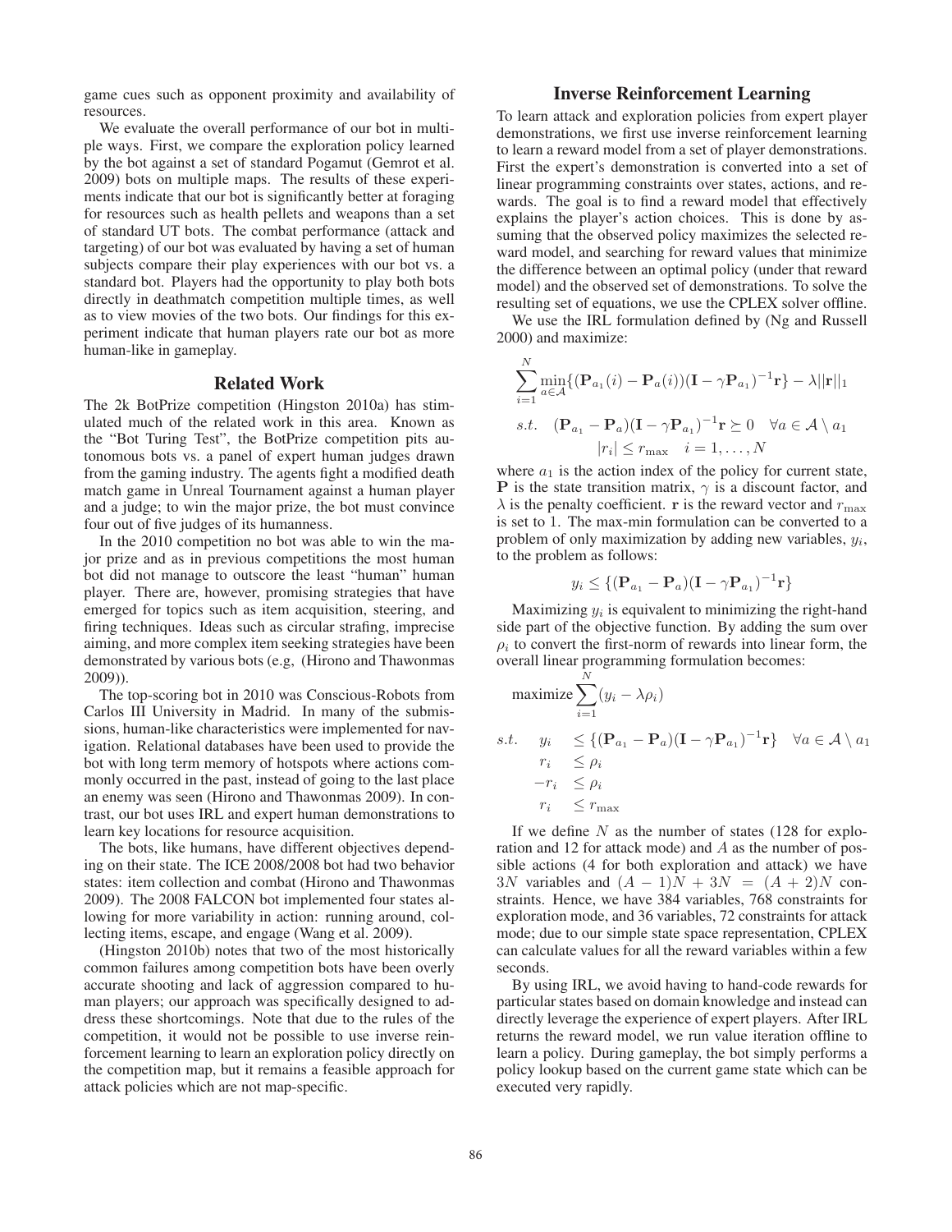game cues such as opponent proximity and availability of resources.

We evaluate the overall performance of our bot in multiple ways. First, we compare the exploration policy learned by the bot against a set of standard Pogamut (Gemrot et al. 2009) bots on multiple maps. The results of these experiments indicate that our bot is significantly better at foraging for resources such as health pellets and weapons than a set of standard UT bots. The combat performance (attack and targeting) of our bot was evaluated by having a set of human subjects compare their play experiences with our bot vs. a standard bot. Players had the opportunity to play both bots directly in deathmatch competition multiple times, as well as to view movies of the two bots. Our findings for this experiment indicate that human players rate our bot as more human-like in gameplay.

## Related Work

The 2k BotPrize competition (Hingston 2010a) has stimulated much of the related work in this area. Known as the "Bot Turing Test", the BotPrize competition pits autonomous bots vs. a panel of expert human judges drawn from the gaming industry. The agents fight a modified death match game in Unreal Tournament against a human player and a judge; to win the major prize, the bot must convince four out of five judges of its humanness.

In the 2010 competition no bot was able to win the major prize and as in previous competitions the most human bot did not manage to outscore the least "human" human player. There are, however, promising strategies that have emerged for topics such as item acquisition, steering, and firing techniques. Ideas such as circular strafing, imprecise aiming, and more complex item seeking strategies have been demonstrated by various bots (e.g, (Hirono and Thawonmas 2009)).

The top-scoring bot in 2010 was Conscious-Robots from Carlos III University in Madrid. In many of the submissions, human-like characteristics were implemented for navigation. Relational databases have been used to provide the bot with long term memory of hotspots where actions commonly occurred in the past, instead of going to the last place an enemy was seen (Hirono and Thawonmas 2009). In contrast, our bot uses IRL and expert human demonstrations to learn key locations for resource acquisition.

The bots, like humans, have different objectives depending on their state. The ICE 2008/2008 bot had two behavior states: item collection and combat (Hirono and Thawonmas 2009). The 2008 FALCON bot implemented four states allowing for more variability in action: running around, collecting items, escape, and engage (Wang et al. 2009).

(Hingston 2010b) notes that two of the most historically common failures among competition bots have been overly accurate shooting and lack of aggression compared to human players; our approach was specifically designed to address these shortcomings. Note that due to the rules of the competition, it would not be possible to use inverse reinforcement learning to learn an exploration policy directly on the competition map, but it remains a feasible approach for attack policies which are not map-specific.

## Inverse Reinforcement Learning

To learn attack and exploration policies from expert player demonstrations, we first use inverse reinforcement learning to learn a reward model from a set of player demonstrations. First the expert's demonstration is converted into a set of linear programming constraints over states, actions, and rewards. The goal is to find a reward model that effectively explains the player's action choices. This is done by assuming that the observed policy maximizes the selected reward model, and searching for reward values that minimize the difference between an optimal policy (under that reward model) and the observed set of demonstrations. To solve the resulting set of equations, we use the CPLEX solver offline.

We use the IRL formulation defined by (Ng and Russell 2000) and maximize:

$$\sum_{i=1}^{N} \min_{a \in \mathcal{A}} \{(\mathbf{P}_{a_1}(i) - \mathbf{P}_a(i))(\mathbf{I} - \gamma \mathbf{P}_{a_1})^{-1}\mathbf{r}\} - \lambda ||\mathbf{r}||_1$$

$$s.t. \quad (\mathbf{P}_{a_1} - \mathbf{P}_a)(\mathbf{I} - \gamma \mathbf{P}_{a_1})^{-1}\mathbf{r} \succeq 0 \quad \forall a \in \mathcal{A} \setminus a_1$$

$$|r_i| \leq r_{\max} \quad i = 1, \ldots, N$$

where $a_1$ is the action index of the policy for current state, $\mathbf{P}$ is the state transition matrix, $\gamma$ is a discount factor, and $\lambda$ is the penalty coefficient. $\mathbf{r}$ is the reward vector and $r_{\max}$ is set to 1. The max-min formulation can be converted to a problem of only maximization by adding new variables, $y_i$, to the problem as follows:

$$y_i \leq \{(\mathbf{P}_{a_1} - \mathbf{P}_a)(\mathbf{I} - \gamma \mathbf{P}_{a_1})^{-1}\mathbf{r}\}$$

Maximizing $y_i$ is equivalent to minimizing the right-hand side part of the objective function. By adding the sum over $\rho_i$ to convert the first-norm of rewards into linear form, the overall linear programming formulation becomes:

$$\text{maximize} \sum_{i=1}^{N} (y_i - \lambda \rho_i)$$

$$\begin{aligned} s.t. \quad y_i &\leq \{(\mathbf{P}_{a_1} - \mathbf{P}_a)(\mathbf{I} - \gamma \mathbf{P}_{a_1})^{-1}\mathbf{r}\} \quad \forall a \in \mathcal{A} \setminus a_1 \\ r_i &\leq \rho_i \\ -r_i &\leq \rho_i \\ r_i &\leq r_{\max} \end{aligned}$$

If we define $N$ as the number of states (128 for exploration and 12 for attack mode) and $A$ as the number of possible actions (4 for both exploration and attack) we have $3N$ variables and $(A-1)N + 3N = (A+2)N$ constraints. Hence, we have 384 variables, 768 constraints for exploration mode, and 36 variables, 72 constraints for attack mode; due to our simple state space representation, CPLEX can calculate values for all the reward variables within a few seconds.

By using IRL, we avoid having to hand-code rewards for particular states based on domain knowledge and instead can directly leverage the experience of expert players. After IRL returns the reward model, we run value iteration offline to learn a policy. During gameplay, the bot simply performs a policy lookup based on the current game state which can be executed very rapidly.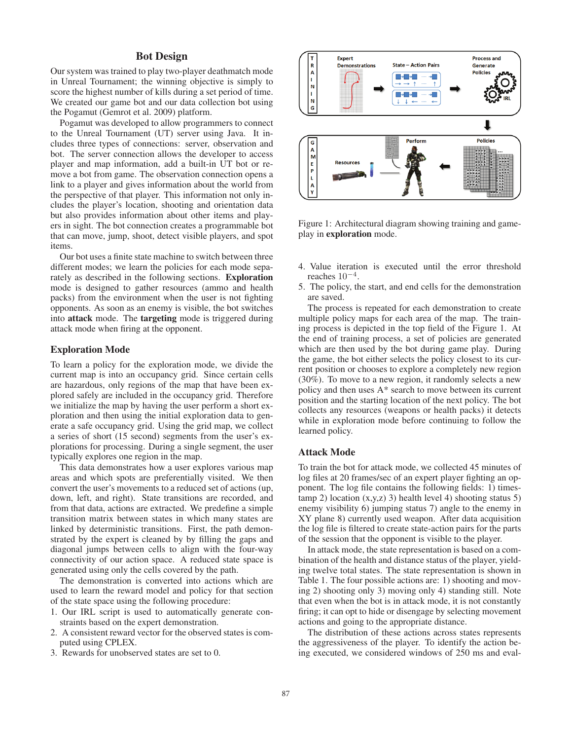## Bot Design

Our system was trained to play two-player deathmatch mode in Unreal Tournament; the winning objective is simply to score the highest number of kills during a set period of time. We created our game bot and our data collection bot using the Pogamut (Gemrot et al. 2009) platform.

Pogamut was developed to allow programmers to connect to the Unreal Tournament (UT) server using Java. It includes three types of connections: server, observation and bot. The server connection allows the developer to access player and map information, add a built-in UT bot or remove a bot from game. The observation connection opens a link to a player and gives information about the world from the perspective of that player. This information not only includes the player's location, shooting and orientation data but also provides information about other items and players in sight. The bot connection creates a programmable bot that can move, jump, shoot, detect visible players, and spot items.

Our bot uses a finite state machine to switch between three different modes; we learn the policies for each mode separately as described in the following sections. **Exploration** mode is designed to gather resources (ammo and health packs) from the environment when the user is not fighting opponents. As soon as an enemy is visible, the bot switches into **attack** mode. The **targeting** mode is triggered during attack mode when firing at the opponent.

### Exploration Mode

To learn a policy for the exploration mode, we divide the current map is into an occupancy grid. Since certain cells are hazardous, only regions of the map that have been explored safely are included in the occupancy grid. Therefore we initialize the map by having the user perform a short exploration and then using the initial exploration data to generate a safe occupancy grid. Using the grid map, we collect a series of short (15 second) segments from the user's explorations for processing. During a single segment, the user typically explores one region in the map.

This data demonstrates how a user explores various map areas and which spots are preferentially visited. We then convert the user's movements to a reduced set of actions (up, down, left, and right). State transitions are recorded, and from that data, actions are extracted. We predefine a simple transition matrix between states in which many states are linked by deterministic transitions. First, the path demonstrated by the expert is cleaned by filling the gaps and diagonal jumps between cells to align with the four-way connectivity of our action space. A reduced state space is generated using only the cells covered by the path.

The demonstration is converted into actions which are used to learn the reward model and policy for that section of the state space using the following procedure:

1. Our IRL script is used to automatically generate constraints based on the expert demonstration.
2. A consistent reward vector for the observed states is computed using CPLEX.
3. Rewards for unobserved states are set to 0.
4. Value iteration is executed until the error threshold reaches $10^{-4}$.
5. The policy, the start, and end cells for the demonstration are saved.

T R A I N I N G
Expert Demonstrations
State – Action Pairs
Process and Generate Policies
IRL
G A M E P L A Y
Resources
Perform
Policies

Figure 1: Architectural diagram showing training and gameplay in **exploration** mode.

The process is repeated for each demonstration to create multiple policy maps for each area of the map. The training process is depicted in the top field of the Figure 1. At the end of training process, a set of policies are generated which are then used by the bot during game play. During the game, the bot either selects the policy closest to its current position or chooses to explore a completely new region (30%). To move to a new region, it randomly selects a new policy and then uses A* search to move between its current position and the starting location of the next policy. The bot collects any resources (weapons or health packs) it detects while in exploration mode before continuing to follow the learned policy.

### Attack Mode

To train the bot for attack mode, we collected 45 minutes of log files at 20 frames/sec of an expert player fighting an opponent. The log file contains the following fields: 1) timestamp 2) location (x,y,z) 3) health level 4) shooting status 5) enemy visibility 6) jumping status 7) angle to the enemy in XY plane 8) currently used weapon. After data acquisition the log file is filtered to create state-action pairs for the parts of the session that the opponent is visible to the player.

In attack mode, the state representation is based on a combination of the health and distance status of the player, yielding twelve total states. The state representation is shown in Table 1. The four possible actions are: 1) shooting and moving 2) shooting only 3) moving only 4) standing still. Note that even when the bot is in attack mode, it is not constantly firing; it can opt to hide or disengage by selecting movement actions and going to the appropriate distance.

The distribution of these actions across states represents the aggressiveness of the player. To identify the action being executed, we considered windows of 250 ms and eval-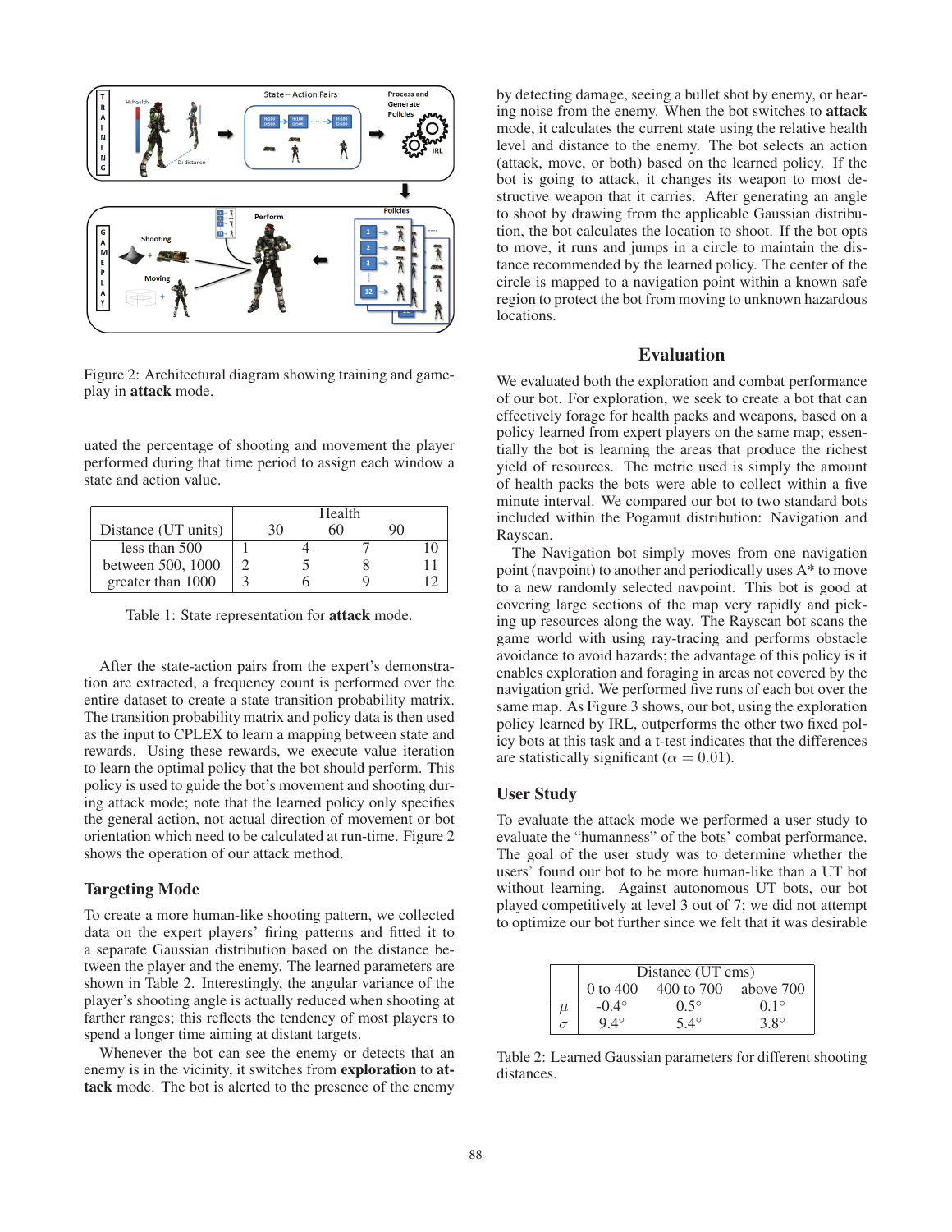Figure 2: Architectural diagram showing training and gameplay in **attack** mode.

uated the percentage of shooting and movement the player performed during that time period to assign each window a state and action value.

| | Health | | | |
|---|---|---|---|---|
| Distance (UT units) | | 30 | 60 | 90 |
| less than 500 | 1 | 4 | 7 | 10 |
| between 500, 1000 | 2 | 5 | 8 | 11 |
| greater than 1000 | 3 | 6 | 9 | 12 |

Table 1: State representation for **attack** mode.

After the state-action pairs from the expert's demonstration are extracted, a frequency count is performed over the entire dataset to create a state transition probability matrix. The transition probability matrix and policy data is then used as the input to CPLEX to learn a mapping between state and rewards. Using these rewards, we execute value iteration to learn the optimal policy that the bot should perform. This policy is used to guide the bot's movement and shooting during attack mode; note that the learned policy only specifies the general action, not actual direction of movement or bot orientation which need to be calculated at run-time. Figure 2 shows the operation of our attack method.

## Targeting Mode

To create a more human-like shooting pattern, we collected data on the expert players' firing patterns and fitted it to a separate Gaussian distribution based on the distance between the player and the enemy. The learned parameters are shown in Table 2. Interestingly, the angular variance of the player's shooting angle is actually reduced when shooting at farther ranges; this reflects the tendency of most players to spend a longer time aiming at distant targets.

Whenever the bot can see the enemy or detects that an enemy is in the vicinity, it switches from **exploration** to **attack** mode. The bot is alerted to the presence of the enemy by detecting damage, seeing a bullet shot by enemy, or hearing noise from the enemy. When the bot switches to **attack** mode, it calculates the current state using the relative health level and distance to the enemy. The bot selects an action (attack, move, or both) based on the learned policy. If the bot is going to attack, it changes its weapon to most destructive weapon that it carries. After generating an angle to shoot by drawing from the applicable Gaussian distribution, the bot calculates the location to shoot. If the bot opts to move, it runs and jumps in a circle to maintain the distance recommended by the learned policy. The center of the circle is mapped to a navigation point within a known safe region to protect the bot from moving to unknown hazardous locations.

# Evaluation

We evaluated both the exploration and combat performance of our bot. For exploration, we seek to create a bot that can effectively forage for health packs and weapons, based on a policy learned from expert players on the same map; essentially the bot is learning the areas that produce the richest yield of resources. The metric used is simply the amount of health packs the bots were able to collect within a five minute interval. We compared our bot to two standard bots included within the Pogamut distribution: Navigation and Rayscan.

The Navigation bot simply moves from one navigation point (navpoint) to another and periodically uses A* to move to a new randomly selected navpoint. This bot is good at covering large sections of the map very rapidly and picking up resources along the way. The Rayscan bot scans the game world with using ray-tracing and performs obstacle avoidance to avoid hazards; the advantage of this policy is it enables exploration and foraging in areas not covered by the navigation grid. We performed five runs of each bot over the same map. As Figure 3 shows, our bot, using the exploration policy learned by IRL, outperforms the other two fixed policy bots at this task and a t-test indicates that the differences are statistically significant ($\alpha = 0.01$).

## User Study

To evaluate the attack mode we performed a user study to evaluate the "humanness" of the bots' combat performance. The goal of the user study was to determine whether the users' found our bot to be more human-like than a UT bot without learning. Against autonomous UT bots, our bot played competitively at level 3 out of 7; we did not attempt to optimize our bot further since we felt that it was desirable

| | Distance (UT cms) | | |
|---|---|---|---|
| | 0 to 400 | 400 to 700 | above 700 |
| $\mu$ | -0.4° | 0.5° | 0.1° |
| $\sigma$ | 9.4° | 5.4° | 3.8° |

Table 2: Learned Gaussian parameters for different shooting distances.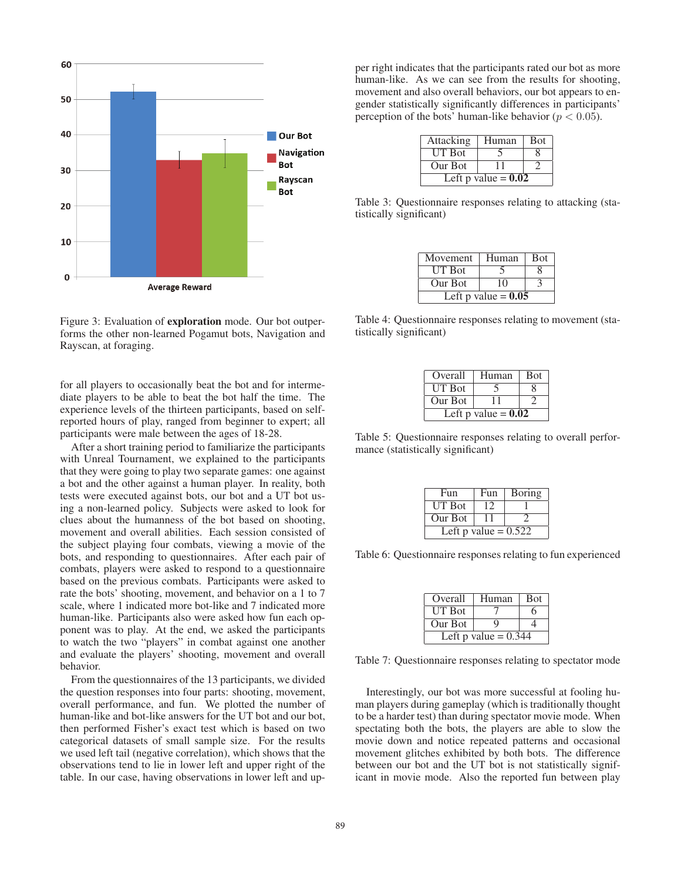60
50
40
30
20
10
0
Average Reward
Our Bot
Navigation Bot
Rayscan Bot

Figure 3: Evaluation of **exploration** mode. Our bot outperforms the other non-learned Pogamut bots, Navigation and Rayscan, at foraging.

for all players to occasionally beat the bot and for intermediate players to be able to beat the bot half the time. The experience levels of the thirteen participants, based on self-reported hours of play, ranged from beginner to expert; all participants were male between the ages of 18-28.

After a short training period to familiarize the participants with Unreal Tournament, we explained to the participants that they were going to play two separate games: one against a bot and the other against a human player. In reality, both tests were executed against bots, our bot and a UT bot using a non-learned policy. Subjects were asked to look for clues about the humanness of the bot based on shooting, movement and overall abilities. Each session consisted of the subject playing four combats, viewing a movie of the bots, and responding to questionnaires. After each pair of combats, players were asked to respond to a questionnaire based on the previous combats. Participants were asked to rate the bots' shooting, movement, and behavior on a 1 to 7 scale, where 1 indicated more bot-like and 7 indicated more human-like. Participants also were asked how fun each opponent was to play. At the end, we asked the participants to watch the two "players" in combat against one another and evaluate the players' shooting, movement and overall behavior.

From the questionnaires of the 13 participants, we divided the question responses into four parts: shooting, movement, overall performance, and fun. We plotted the number of human-like and bot-like answers for the UT bot and our bot, then performed Fisher's exact test which is based on two categorical datasets of small sample size. For the results we used left tail (negative correlation), which shows that the observations tend to lie in lower left and upper right of the table. In our case, having observations in lower left and upper right indicates that the participants rated our bot as more human-like. As we can see from the results for shooting, movement and also overall behaviors, our bot appears to engender statistically significantly differences in participants' perception of the bots' human-like behavior ($p < 0.05$).

| Attacking | Human | Bot |
|---|---|---|
| UT Bot | 5 | 8 |
| Our Bot | 11 | 2 |
| Left p value = **0.02** | | |

Table 3: Questionnaire responses relating to attacking (statistically significant)

| Movement | Human | Bot |
|---|---|---|
| UT Bot | 5 | 8 |
| Our Bot | 10 | 3 |
| Left p value = **0.05** | | |

Table 4: Questionnaire responses relating to movement (statistically significant)

| Overall | Human | Bot |
|---|---|---|
| UT Bot | 5 | 8 |
| Our Bot | 11 | 2 |
| Left p value = **0.02** | | |

Table 5: Questionnaire responses relating to overall performance (statistically significant)

| Fun | Fun | Boring |
|---|---|---|
| UT Bot | 12 | 1 |
| Our Bot | 11 | 2 |
| Left p value = 0.522 | | |

Table 6: Questionnaire responses relating to fun experienced

| Overall | Human | Bot |
|---|---|---|
| UT Bot | 7 | 6 |
| Our Bot | 9 | 4 |
| Left p value = 0.344 | | |

Table 7: Questionnaire responses relating to spectator mode

Interestingly, our bot was more successful at fooling human players during gameplay (which is traditionally thought to be a harder test) than during spectator movie mode. When spectating both the bots, the players are able to slow the movie down and notice repeated patterns and occasional movement glitches exhibited by both bots. The difference between our bot and the UT bot is not statistically significant in movie mode. Also the reported fun between play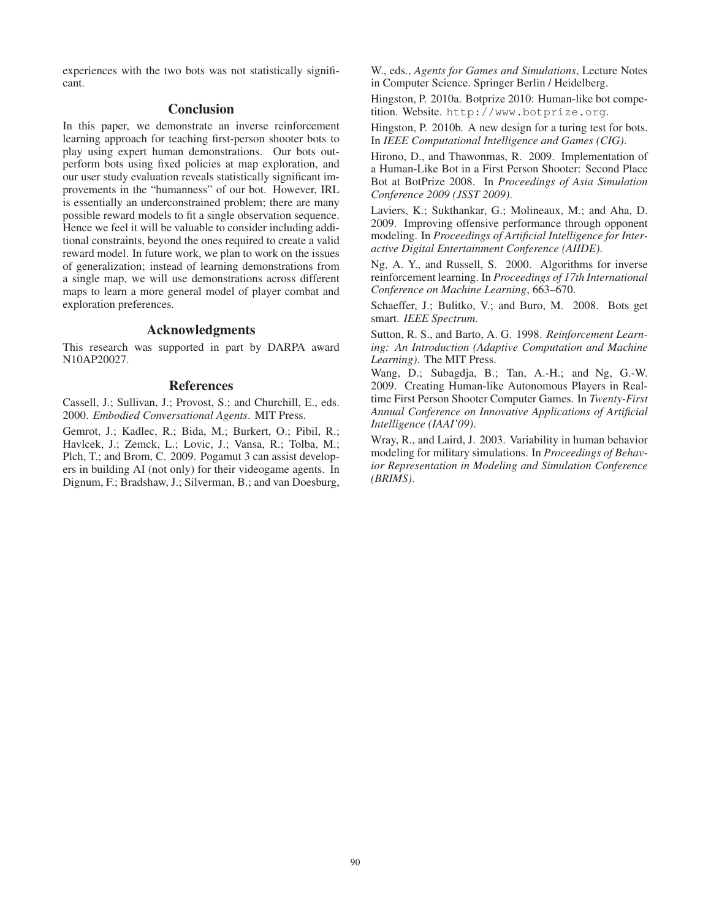experiences with the two bots was not statistically significant.

## Conclusion

In this paper, we demonstrate an inverse reinforcement learning approach for teaching first-person shooter bots to play using expert human demonstrations. Our bots outperform bots using fixed policies at map exploration, and our user study evaluation reveals statistically significant improvements in the "humanness" of our bot. However, IRL is essentially an underconstrained problem; there are many possible reward models to fit a single observation sequence. Hence we feel it will be valuable to consider including additional constraints, beyond the ones required to create a valid reward model. In future work, we plan to work on the issues of generalization; instead of learning demonstrations from a single map, we will use demonstrations across different maps to learn a more general model of player combat and exploration preferences.

## Acknowledgments

This research was supported in part by DARPA award N10AP20027.

## References

Cassell, J.; Sullivan, J.; Provost, S.; and Churchill, E., eds. 2000. *Embodied Conversational Agents*. MIT Press.

Gemrot, J.; Kadlec, R.; Bida, M.; Burkert, O.; Pibil, R.; Havlcek, J.; Zemck, L.; Lovic, J.; Vansa, R.; Tolba, M.; Plch, T.; and Brom, C. 2009. Pogamut 3 can assist developers in building AI (not only) for their videogame agents. In Dignum, F.; Bradshaw, J.; Silverman, B.; and van Doesburg, W., eds., *Agents for Games and Simulations*, Lecture Notes in Computer Science. Springer Berlin / Heidelberg.

Hingston, P. 2010a. Botprize 2010: Human-like bot competition. Website. `http://www.botprize.org`.

Hingston, P. 2010b. A new design for a turing test for bots. In *IEEE Computational Intelligence and Games (CIG)*.

Hirono, D., and Thawonmas, R. 2009. Implementation of a Human-Like Bot in a First Person Shooter: Second Place Bot at BotPrize 2008. In *Proceedings of Asia Simulation Conference 2009 (JSST 2009)*.

Laviers, K.; Sukthankar, G.; Molineaux, M.; and Aha, D. 2009. Improving offensive performance through opponent modeling. In *Proceedings of Artificial Intelligence for Interactive Digital Entertainment Conference (AIIDE)*.

Ng, A. Y., and Russell, S. 2000. Algorithms for inverse reinforcement learning. In *Proceedings of 17th International Conference on Machine Learning*, 663–670.

Schaeffer, J.; Bulitko, V.; and Buro, M. 2008. Bots get smart. *IEEE Spectrum*.

Sutton, R. S., and Barto, A. G. 1998. *Reinforcement Learning: An Introduction (Adaptive Computation and Machine Learning)*. The MIT Press.

Wang, D.; Subagdja, B.; Tan, A.-H.; and Ng, G.-W. 2009. Creating Human-like Autonomous Players in Realtime First Person Shooter Computer Games. In *Twenty-First Annual Conference on Innovative Applications of Artificial Intelligence (IAAI'09)*.

Wray, R., and Laird, J. 2003. Variability in human behavior modeling for military simulations. In *Proceedings of Behavior Representation in Modeling and Simulation Conference (BRIMS)*.